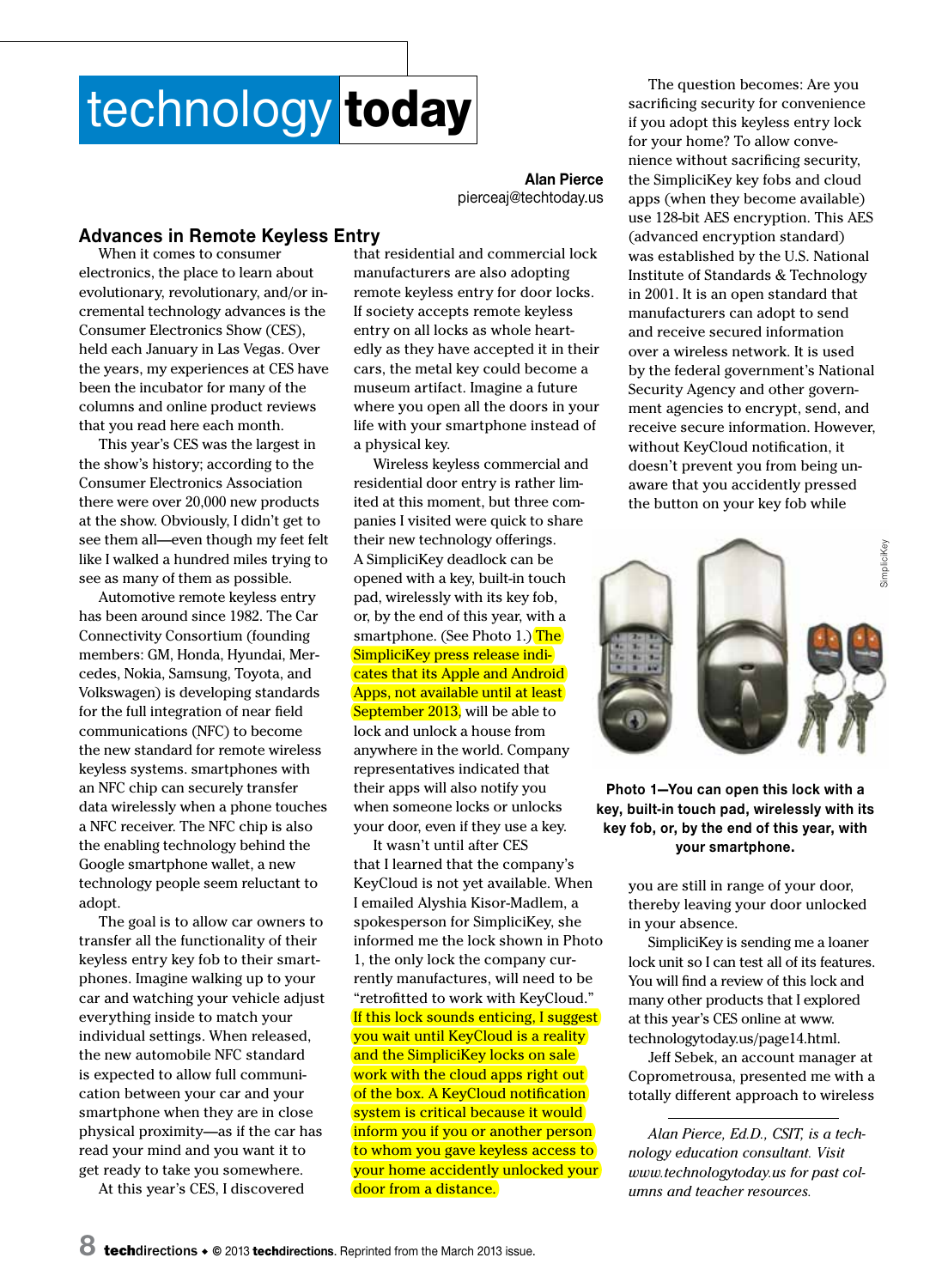# technology today

**Alan Pierce**
pierceaj@techtoday.us

## Advances in Remote Keyless Entry

When it comes to consumer electronics, the place to learn about evolutionary, revolutionary, and/or incremental technology advances is the Consumer Electronics Show (CES), held each January in Las Vegas. Over the years, my experiences at CES have been the incubator for many of the columns and online product reviews that you read here each month.

This year's CES was the largest in the show's history; according to the Consumer Electronics Association there were over 20,000 new products at the show. Obviously, I didn't get to see them all—even though my feet felt like I walked a hundred miles trying to see as many of them as possible.

Automotive remote keyless entry has been around since 1982. The Car Connectivity Consortium (founding members: GM, Honda, Hyundai, Mercedes, Nokia, Samsung, Toyota, and Volkswagen) is developing standards for the full integration of near field communications (NFC) to become the new standard for remote wireless keyless systems. smartphones with an NFC chip can securely transfer data wirelessly when a phone touches a NFC receiver. The NFC chip is also the enabling technology behind the Google smartphone wallet, a new technology people seem reluctant to adopt.

The goal is to allow car owners to transfer all the functionality of their keyless entry key fob to their smartphones. Imagine walking up to your car and watching your vehicle adjust everything inside to match your individual settings. When released, the new automobile NFC standard is expected to allow full communication between your car and your smartphone when they are in close physical proximity—as if the car has read your mind and you want it to get ready to take you somewhere.

At this year's CES, I discovered that residential and commercial lock manufacturers are also adopting remote keyless entry for door locks. If society accepts remote keyless entry on all locks as whole heartedly as they have accepted it in their cars, the metal key could become a museum artifact. Imagine a future where you open all the doors in your life with your smartphone instead of a physical key.

Wireless keyless commercial and residential door entry is rather limited at this moment, but three companies I visited were quick to share their new technology offerings. A SimpliciKey deadlock can be opened with a key, built-in touch pad, wirelessly with its key fob, or, by the end of this year, with a smartphone. (See Photo 1.) The SimpliciKey press release indicates that its Apple and Android Apps, not available until at least September 2013, will be able to lock and unlock a house from anywhere in the world. Company representatives indicated that their apps will also notify you when someone locks or unlocks your door, even if they use a key.

It wasn't until after CES that I learned that the company's KeyCloud is not yet available. When I emailed Alyshia Kisor-Madlem, a spokesperson for SimpliciKey, she informed me the lock shown in Photo 1, the only lock the company currently manufactures, will need to be "retrofitted to work with KeyCloud." If this lock sounds enticing, I suggest you wait until KeyCloud is a reality and the SimpliciKey locks on sale work with the cloud apps right out of the box. A KeyCloud notification system is critical because it would inform you if you or another person to whom you gave keyless access to your home accidently unlocked your door from a distance.

The question becomes: Are you sacrificing security for convenience if you adopt this keyless entry lock for your home? To allow convenience without sacrificing security, the SimpliciKey key fobs and cloud apps (when they become available) use 128-bit AES encryption. This AES (advanced encryption standard) was established by the U.S. National Institute of Standards & Technology in 2001. It is an open standard that manufacturers can adopt to send and receive secured information over a wireless network. It is used by the federal government's National Security Agency and other government agencies to encrypt, send, and receive secure information. However, without KeyCloud notification, it doesn't prevent you from being unaware that you accidently pressed the button on your key fob while you are still in range of your door, thereby leaving your door unlocked in your absence.

SimpliciKey

**Photo 1—You can open this lock with a key, built-in touch pad, wirelessly with its key fob, or, by the end of this year, with your smartphone.**

SimpliciKey is sending me a loaner lock unit so I can test all of its features. You will find a review of this lock and many other products that I explored at this year's CES online at www.technologytoday.us/page14.html.

Jeff Sebek, an account manager at Coprometrousa, presented me with a totally different approach to wireless

---

*Alan Pierce, Ed.D., CSIT, is a technology education consultant. Visit www.technologytoday.us for past columns and teacher resources.*

**tech**directions • © 2013 **techdirections**. Reprinted from the March 2013 issue.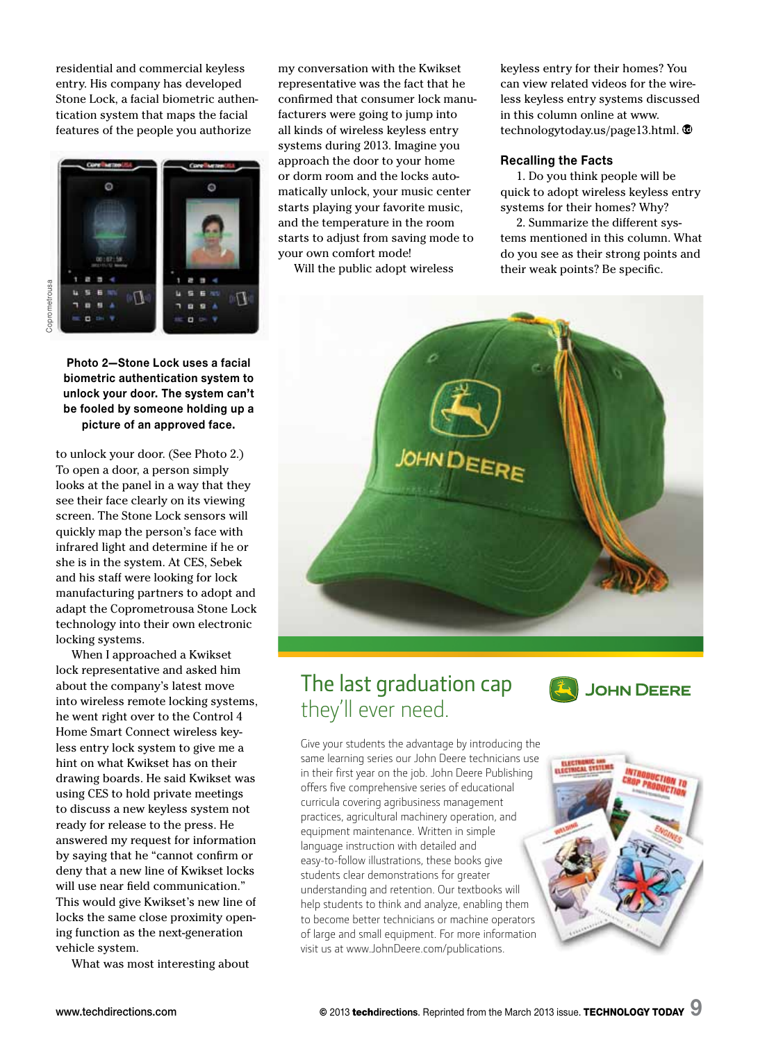residential and commercial keyless entry. His company has developed Stone Lock, a facial biometric authentication system that maps the facial features of the people you authorize

**Photo 2—Stone Lock uses a facial biometric authentication system to unlock your door. The system can't be fooled by someone holding up a picture of an approved face.**

to unlock your door. (See Photo 2.) To open a door, a person simply looks at the panel in a way that they see their face clearly on its viewing screen. The Stone Lock sensors will quickly map the person's face with infrared light and determine if he or she is in the system. At CES, Sebek and his staff were looking for lock manufacturing partners to adopt and adapt the Coprometrousa Stone Lock technology into their own electronic locking systems.

When I approached a Kwikset lock representative and asked him about the company's latest move into wireless remote locking systems, he went right over to the Control 4 Home Smart Connect wireless keyless entry lock system to give me a hint on what Kwikset has on their drawing boards. He said Kwikset was using CES to hold private meetings to discuss a new keyless system not ready for release to the press. He answered my request for information by saying that he "cannot confirm or deny that a new line of Kwikset locks will use near field communication." This would give Kwikset's new line of locks the same close proximity opening function as the next-generation vehicle system.

What was most interesting about my conversation with the Kwikset representative was the fact that he confirmed that consumer lock manufacturers were going to jump into all kinds of wireless keyless entry systems during 2013. Imagine you approach the door to your home or dorm room and the locks automatically unlock, your music center starts playing your favorite music, and the temperature in the room starts to adjust from saving mode to your own comfort mode!

Will the public adopt wireless keyless entry for their homes? You can view related videos for the wireless keyless entry systems discussed in this column online at www.technologytoday.us/page13.html.

### Recalling the Facts

1. Do you think people will be quick to adopt wireless keyless entry systems for their homes? Why?

2. Summarize the different systems mentioned in this column. What do you see as their strong points and their weak points? Be specific.

## The last graduation cap they'll ever need.

JOHN DEERE

Give your students the advantage by introducing the same learning series our John Deere technicians use in their first year on the job. John Deere Publishing offers five comprehensive series of educational curricula covering agribusiness management practices, agricultural machinery operation, and equipment maintenance. Written in simple language instruction with detailed and easy-to-follow illustrations, these books give students clear demonstrations for greater understanding and retention. Our textbooks will help students to think and analyze, enabling them to become better technicians or machine operators of large and small equipment. For more information visit us at www.JohnDeere.com/publications.

© 2013 techdirections. Reprinted from the March 2013 issue.